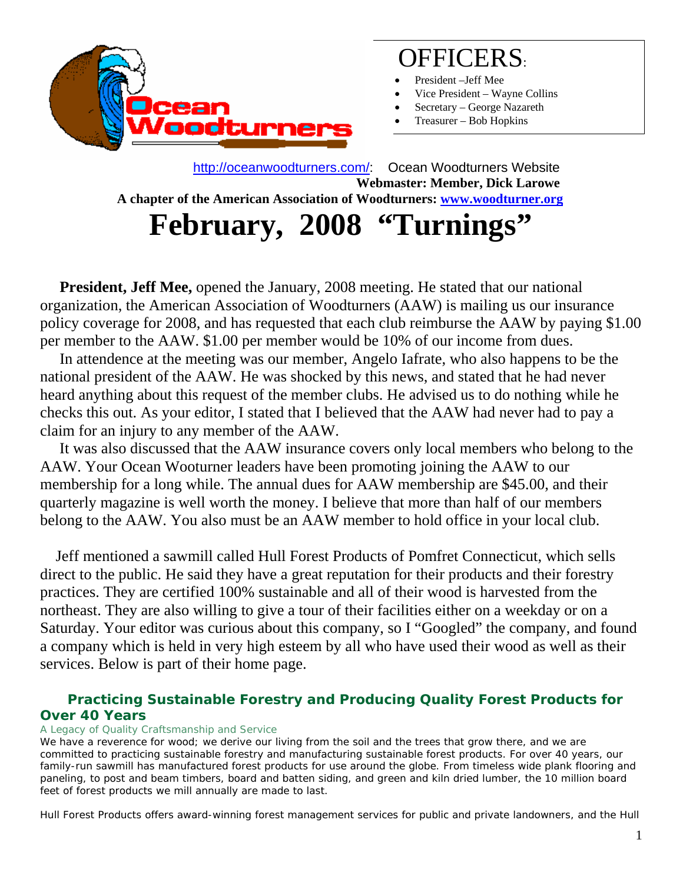# OFFICERS:

- President –Jeff Mee
- Vice President – Wayne Collins
- Secretary – George Nazareth
- Treasurer – Bob Hopkins

http://oceanwoodturners.com/: Ocean Woodturners Website

**Webmaster: Member, Dick Larowe**

**A chapter of the American Association of Woodturners: www.woodturner.org**

# February, 2008 "Turnings"

**President, Jeff Mee,** opened the January, 2008 meeting. He stated that our national organization, the American Association of Woodturners (AAW) is mailing us our insurance policy coverage for 2008, and has requested that each club reimburse the AAW by paying $1.00 per member to the AAW. $1.00 per member would be 10% of our income from dues.

In attendence at the meeting was our member, Angelo Iafrate, who also happens to be the national president of the AAW. He was shocked by this news, and stated that he had never heard anything about this request of the member clubs. He advised us to do nothing while he checks this out. As your editor, I stated that I believed that the AAW had never had to pay a claim for an injury to any member of the AAW.

It was also discussed that the AAW insurance covers only local members who belong to the AAW. Your Ocean Wooturner leaders have been promoting joining the AAW to our membership for a long while. The annual dues for AAW membership are $45.00, and their quarterly magazine is well worth the money. I believe that more than half of our members belong to the AAW. You also must be an AAW member to hold office in your local club.

Jeff mentioned a sawmill called Hull Forest Products of Pomfret Connecticut, which sells direct to the public. He said they have a great reputation for their products and their forestry practices. They are certified 100% sustainable and all of their wood is harvested from the northeast. They are also willing to give a tour of their facilities either on a weekday or on a Saturday. Your editor was curious about this company, so I "Googled" the company, and found a company which is held in very high esteem by all who have used their wood as well as their services. Below is part of their home page.

### Practicing Sustainable Forestry and Producing Quality Forest Products for Over 40 Years

A Legacy of Quality Craftsmanship and Service

We have a reverence for wood; we derive our living from the soil and the trees that grow there, and we are committed to practicing sustainable forestry and manufacturing sustainable forest products. For over 40 years, our family-run sawmill has manufactured forest products for use around the globe. From timeless wide plank flooring and paneling, to post and beam timbers, board and batten siding, and green and kiln dried lumber, the 10 million board feet of forest products we mill annually are made to last.

Hull Forest Products offers award-winning forest management services for public and private landowners, and the Hull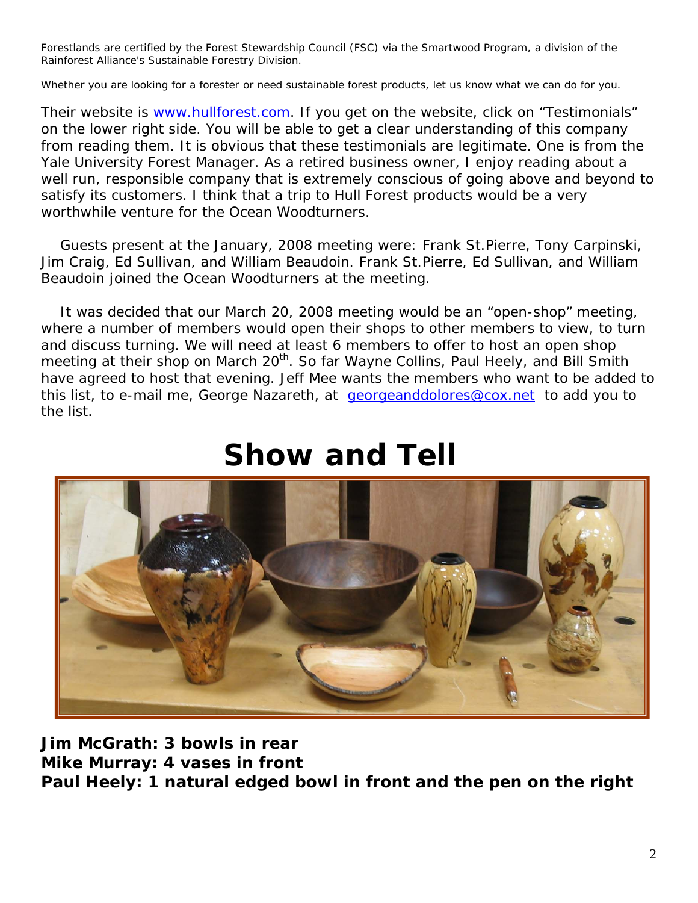*Forestlands are certified by the Forest Stewardship Council (FSC) via the Smartwood Program, a division of the Rainforest Alliance's Sustainable Forestry Division.*

*Whether you are looking for a forester or need sustainable forest products, let us know what we can do for you.*

Their website is www.hullforest.com. If you get on the website, click on "Testimonials" on the lower right side. You will be able to get a clear understanding of this company from reading them. It is obvious that these testimonials are legitimate. One is from the Yale University Forest Manager. As a retired business owner, I enjoy reading about a well run, responsible company that is extremely conscious of going above and beyond to satisfy its customers. I think that a trip to Hull Forest products would be a very worthwhile venture for the Ocean Woodturners.

Guests present at the January, 2008 meeting were: Frank St.Pierre, Tony Carpinski, Jim Craig, Ed Sullivan, and William Beaudoin. Frank St.Pierre, Ed Sullivan, and William Beaudoin joined the Ocean Woodturners at the meeting.

It was decided that our March 20, 2008 meeting would be an "open-shop" meeting, where a number of members would open their shops to other members to view, to turn and discuss turning. We will need at least 6 members to offer to host an open shop meeting at their shop on March 20th. So far Wayne Collins, Paul Heely, and Bill Smith have agreed to host that evening. Jeff Mee wants the members who want to be added to this list, to e-mail me, George Nazareth, at georgeanddolores@cox.net to add you to the list.

# Show and Tell

**Jim McGrath: 3 bowls in rear**
**Mike Murray: 4 vases in front**
**Paul Heely: 1 natural edged bowl in front and the pen on the right**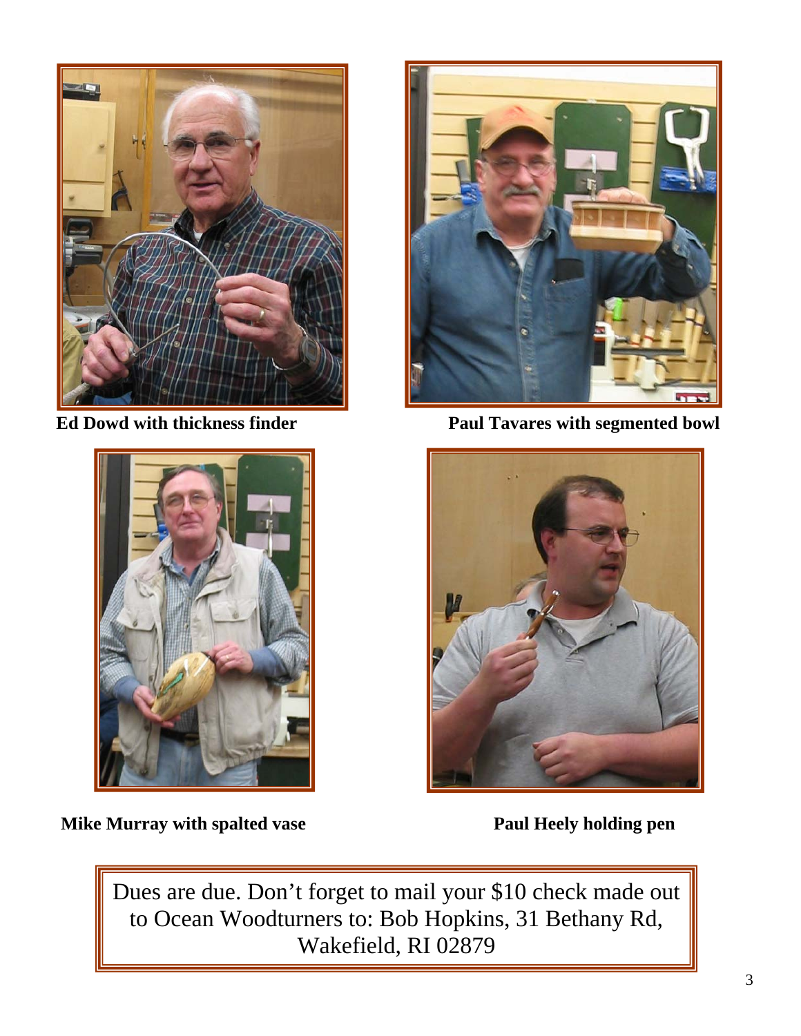**Ed Dowd with thickness finder**

**Paul Tavares with segmented bowl**

**Mike Murray with spalted vase**

**Paul Heely holding pen**

Dues are due. Don't forget to mail your $10 check made out to Ocean Woodturners to: Bob Hopkins, 31 Bethany Rd, Wakefield, RI 02879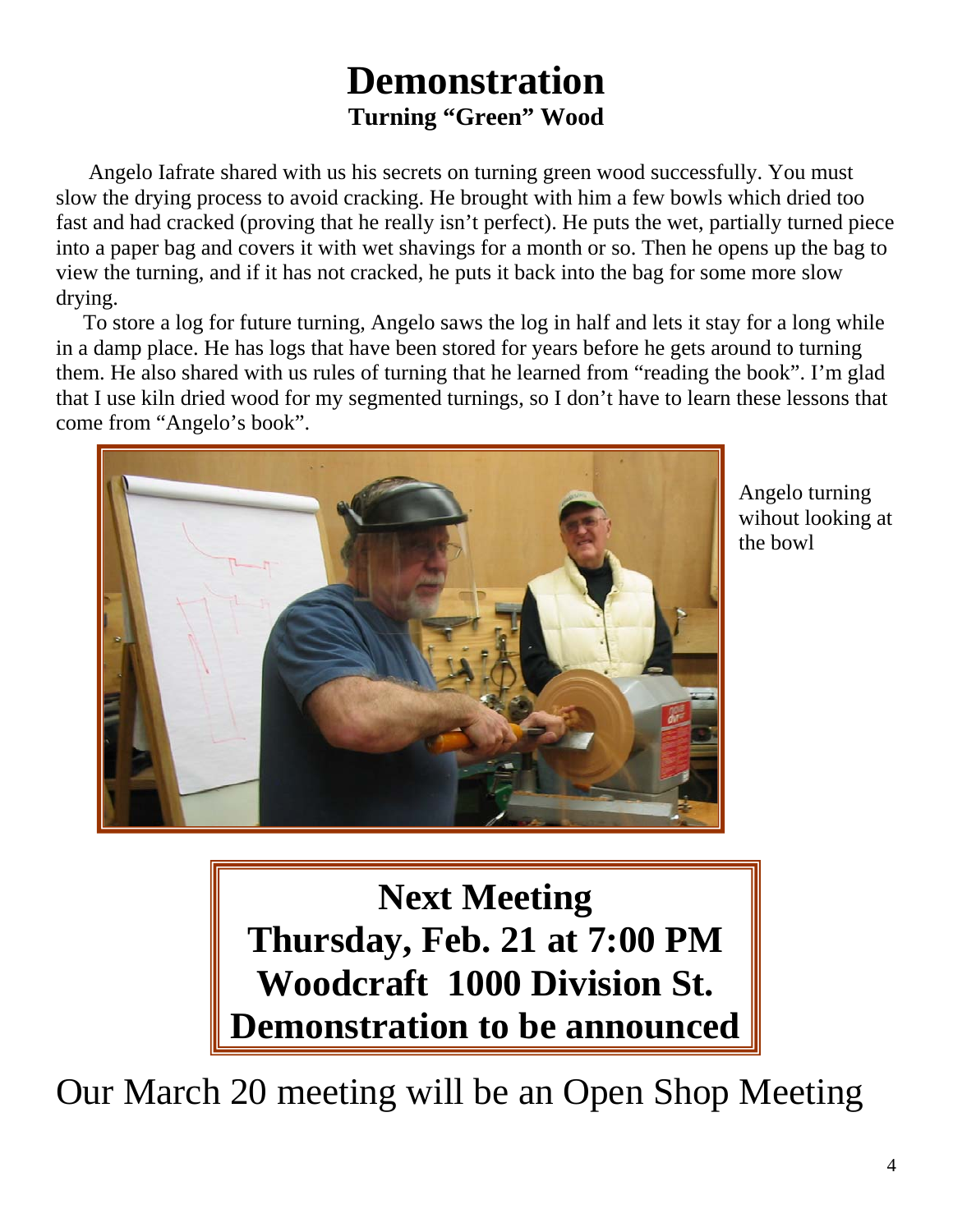# Demonstration

**Turning "Green" Wood**

Angelo Iafrate shared with us his secrets on turning green wood successfully. You must slow the drying process to avoid cracking. He brought with him a few bowls which dried too fast and had cracked (proving that he really isn't perfect). He puts the wet, partially turned piece into a paper bag and covers it with wet shavings for a month or so. Then he opens up the bag to view the turning, and if it has not cracked, he puts it back into the bag for some more slow drying.

To store a log for future turning, Angelo saws the log in half and lets it stay for a long while in a damp place. He has logs that have been stored for years before he gets around to turning them. He also shared with us rules of turning that he learned from "reading the book". I'm glad that I use kiln dried wood for my segmented turnings, so I don't have to learn these lessons that come from "Angelo's book".

Angelo turning wihout looking at the bowl

**Next Meeting**
**Thursday, Feb. 21 at 7:00 PM**
**Woodcraft 1000 Division St.**
**Demonstration to be announced**

Our March 20 meeting will be an Open Shop Meeting